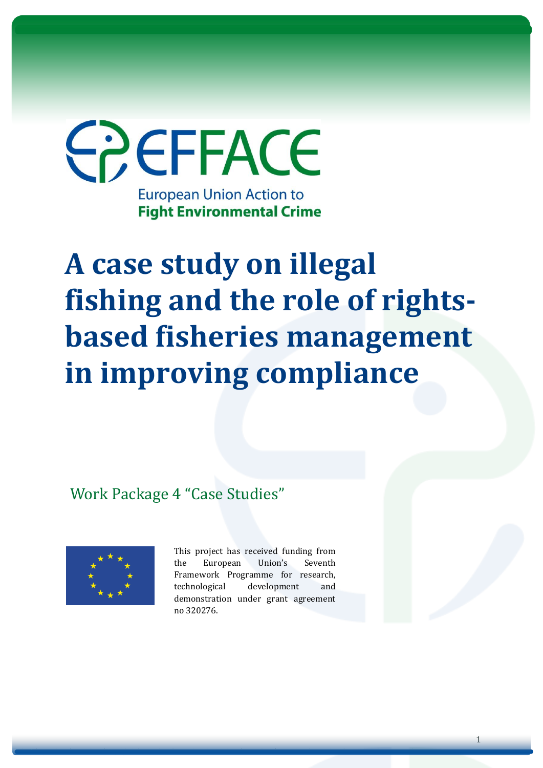EFFACE

European Union Action to **Fight Environmental Crime**

# A case study on illegal fishing and the role of rights-based fisheries management in improving compliance

Work Package 4 "Case Studies"

This project has received funding from the European Union's Seventh Framework Programme for research, technological development and demonstration under grant agreement no 320276.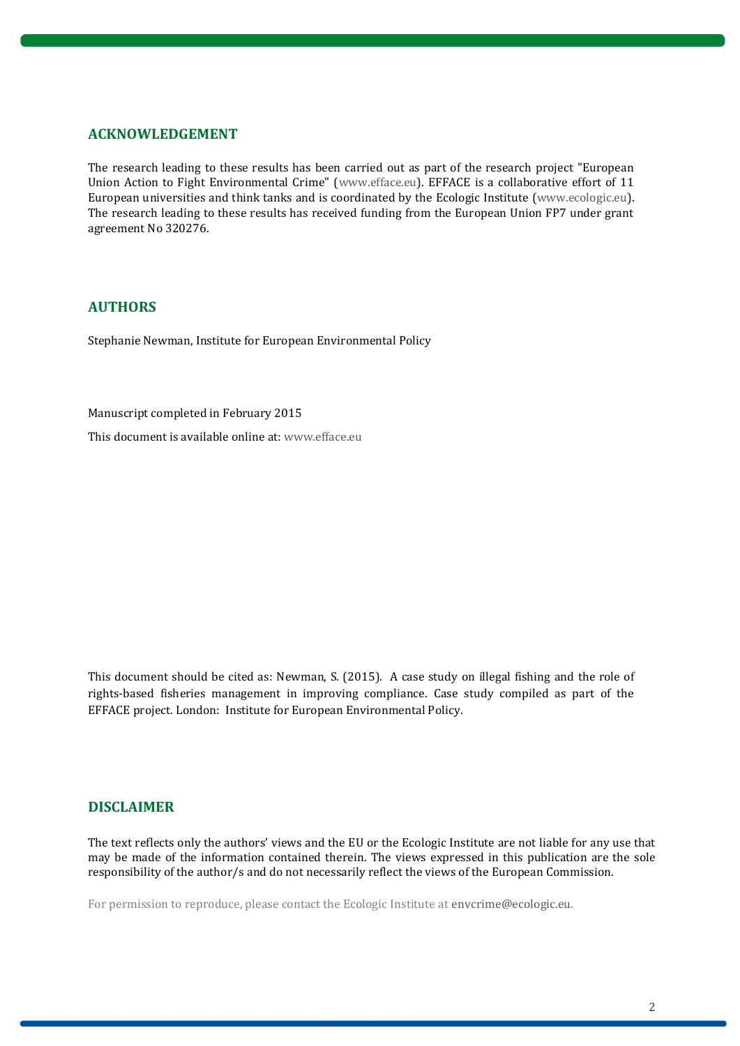## ACKNOWLEDGEMENT

The research leading to these results has been carried out as part of the research project "European Union Action to Fight Environmental Crime" (www.efface.eu). EFFACE is a collaborative effort of 11 European universities and think tanks and is coordinated by the Ecologic Institute (www.ecologic.eu). The research leading to these results has received funding from the European Union FP7 under grant agreement No 320276.

## AUTHORS

Stephanie Newman, Institute for European Environmental Policy

Manuscript completed in February 2015

This document is available online at: www.efface.eu

This document should be cited as: Newman, S. (2015). A case study on illegal fishing and the role of rights-based fisheries management in improving compliance. Case study compiled as part of the EFFACE project. London: Institute for European Environmental Policy.

## DISCLAIMER

The text reflects only the authors' views and the EU or the Ecologic Institute are not liable for any use that may be made of the information contained therein. The views expressed in this publication are the sole responsibility of the author/s and do not necessarily reflect the views of the European Commission.

For permission to reproduce, please contact the Ecologic Institute at envcrime@ecologic.eu.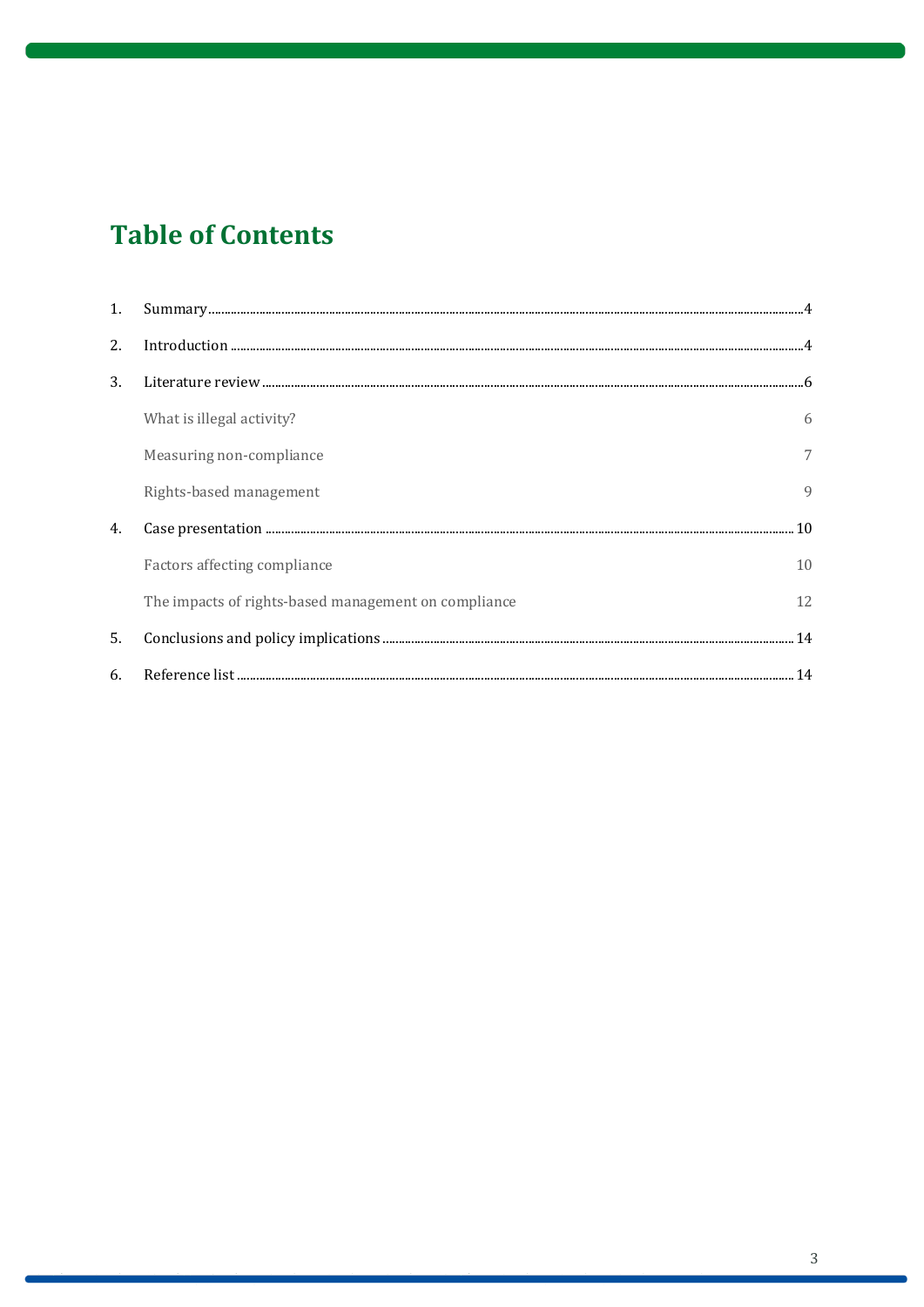# Table of Contents

1. Summary ....................................................................................................................... 4
2. Introduction ................................................................................................................. 4
3. Literature review .......................................................................................................... 6
   - What is illegal activity? 6
   - Measuring non-compliance 7
   - Rights-based management 9
4. Case presentation ........................................................................................................ 10
   - Factors affecting compliance 10
   - The impacts of rights-based management on compliance 12
5. Conclusions and policy implications ............................................................................ 14
6. Reference list .............................................................................................................. 14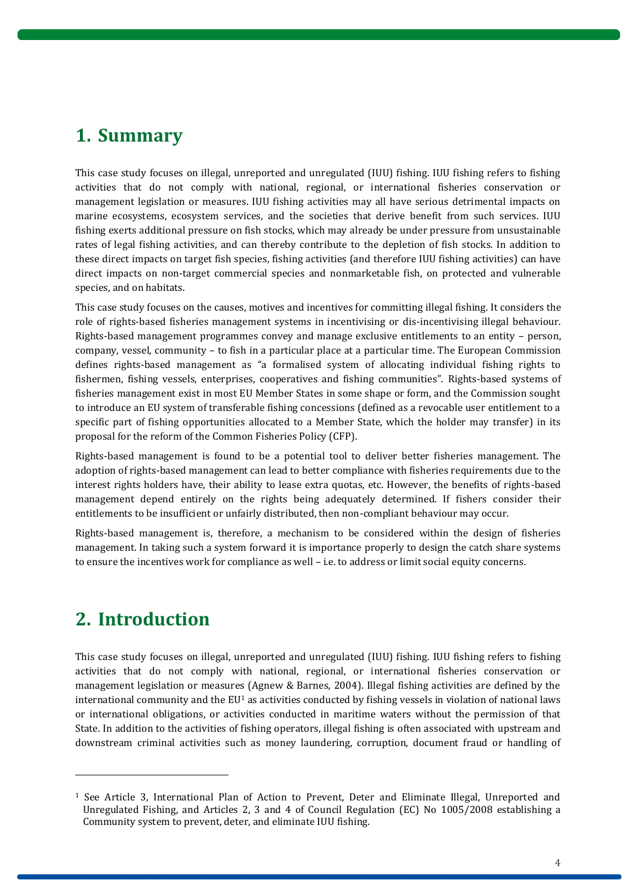# 1. Summary

This case study focuses on illegal, unreported and unregulated (IUU) fishing. IUU fishing refers to fishing activities that do not comply with national, regional, or international fisheries conservation or management legislation or measures. IUU fishing activities may all have serious detrimental impacts on marine ecosystems, ecosystem services, and the societies that derive benefit from such services. IUU fishing exerts additional pressure on fish stocks, which may already be under pressure from unsustainable rates of legal fishing activities, and can thereby contribute to the depletion of fish stocks. In addition to these direct impacts on target fish species, fishing activities (and therefore IUU fishing activities) can have direct impacts on non-target commercial species and nonmarketable fish, on protected and vulnerable species, and on habitats.

This case study focuses on the causes, motives and incentives for committing illegal fishing. It considers the role of rights-based fisheries management systems in incentivising or dis-incentivising illegal behaviour. Rights-based management programmes convey and manage exclusive entitlements to an entity – person, company, vessel, community – to fish in a particular place at a particular time. The European Commission defines rights-based management as "a formalised system of allocating individual fishing rights to fishermen, fishing vessels, enterprises, cooperatives and fishing communities". Rights-based systems of fisheries management exist in most EU Member States in some shape or form, and the Commission sought to introduce an EU system of transferable fishing concessions (defined as a revocable user entitlement to a specific part of fishing opportunities allocated to a Member State, which the holder may transfer) in its proposal for the reform of the Common Fisheries Policy (CFP).

Rights-based management is found to be a potential tool to deliver better fisheries management. The adoption of rights-based management can lead to better compliance with fisheries requirements due to the interest rights holders have, their ability to lease extra quotas, etc. However, the benefits of rights-based management depend entirely on the rights being adequately determined. If fishers consider their entitlements to be insufficient or unfairly distributed, then non-compliant behaviour may occur.

Rights-based management is, therefore, a mechanism to be considered within the design of fisheries management. In taking such a system forward it is importance properly to design the catch share systems to ensure the incentives work for compliance as well – i.e. to address or limit social equity concerns.

# 2. Introduction

This case study focuses on illegal, unreported and unregulated (IUU) fishing. IUU fishing refers to fishing activities that do not comply with national, regional, or international fisheries conservation or management legislation or measures (Agnew & Barnes, 2004). Illegal fishing activities are defined by the international community and the EU[1] as activities conducted by fishing vessels in violation of national laws or international obligations, or activities conducted in maritime waters without the permission of that State. In addition to the activities of fishing operators, illegal fishing is often associated with upstream and downstream criminal activities such as money laundering, corruption, document fraud or handling of

[1] See Article 3, International Plan of Action to Prevent, Deter and Eliminate Illegal, Unreported and Unregulated Fishing, and Articles 2, 3 and 4 of Council Regulation (EC) No 1005/2008 establishing a Community system to prevent, deter, and eliminate IUU fishing.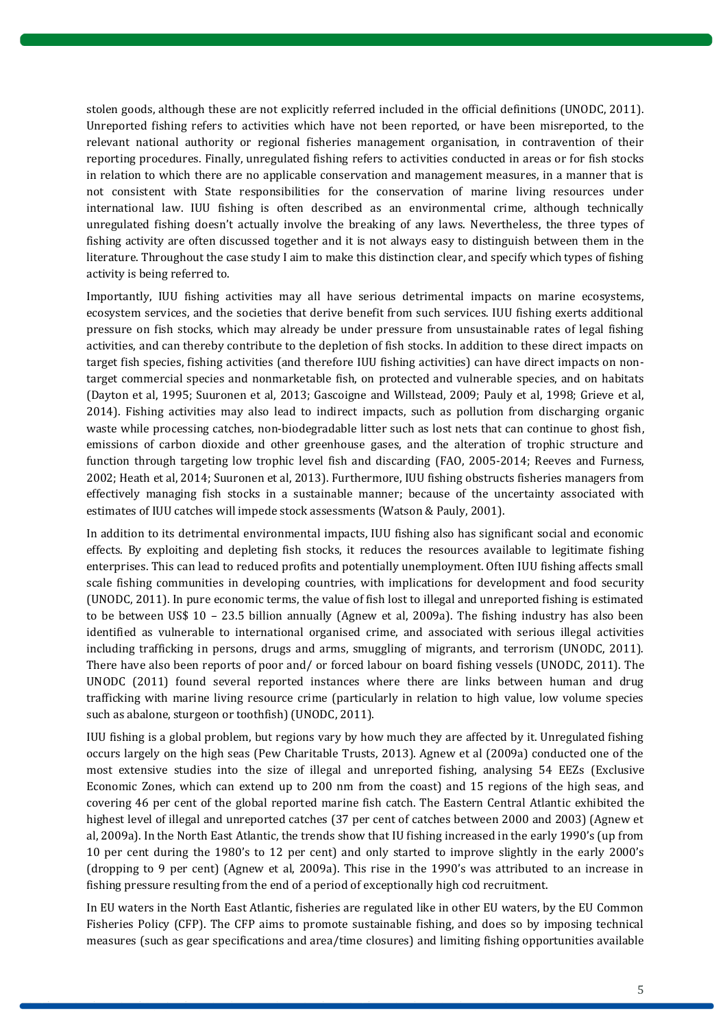stolen goods, although these are not explicitly referred included in the official definitions (UNODC, 2011). Unreported fishing refers to activities which have not been reported, or have been misreported, to the relevant national authority or regional fisheries management organisation, in contravention of their reporting procedures. Finally, unregulated fishing refers to activities conducted in areas or for fish stocks in relation to which there are no applicable conservation and management measures, in a manner that is not consistent with State responsibilities for the conservation of marine living resources under international law. IUU fishing is often described as an environmental crime, although technically unregulated fishing doesn't actually involve the breaking of any laws. Nevertheless, the three types of fishing activity are often discussed together and it is not always easy to distinguish between them in the literature. Throughout the case study I aim to make this distinction clear, and specify which types of fishing activity is being referred to.

Importantly, IUU fishing activities may all have serious detrimental impacts on marine ecosystems, ecosystem services, and the societies that derive benefit from such services. IUU fishing exerts additional pressure on fish stocks, which may already be under pressure from unsustainable rates of legal fishing activities, and can thereby contribute to the depletion of fish stocks. In addition to these direct impacts on target fish species, fishing activities (and therefore IUU fishing activities) can have direct impacts on non-target commercial species and nonmarketable fish, on protected and vulnerable species, and on habitats (Dayton et al, 1995; Suuronen et al, 2013; Gascoigne and Willstead, 2009; Pauly et al, 1998; Grieve et al, 2014). Fishing activities may also lead to indirect impacts, such as pollution from discharging organic waste while processing catches, non-biodegradable litter such as lost nets that can continue to ghost fish, emissions of carbon dioxide and other greenhouse gases, and the alteration of trophic structure and function through targeting low trophic level fish and discarding (FAO, 2005-2014; Reeves and Furness, 2002; Heath et al, 2014; Suuronen et al, 2013). Furthermore, IUU fishing obstructs fisheries managers from effectively managing fish stocks in a sustainable manner; because of the uncertainty associated with estimates of IUU catches will impede stock assessments (Watson & Pauly, 2001).

In addition to its detrimental environmental impacts, IUU fishing also has significant social and economic effects. By exploiting and depleting fish stocks, it reduces the resources available to legitimate fishing enterprises. This can lead to reduced profits and potentially unemployment. Often IUU fishing affects small scale fishing communities in developing countries, with implications for development and food security (UNODC, 2011). In pure economic terms, the value of fish lost to illegal and unreported fishing is estimated to be between US$ 10 – 23.5 billion annually (Agnew et al, 2009a). The fishing industry has also been identified as vulnerable to international organised crime, and associated with serious illegal activities including trafficking in persons, drugs and arms, smuggling of migrants, and terrorism (UNODC, 2011). There have also been reports of poor and/ or forced labour on board fishing vessels (UNODC, 2011). The UNODC (2011) found several reported instances where there are links between human and drug trafficking with marine living resource crime (particularly in relation to high value, low volume species such as abalone, sturgeon or toothfish) (UNODC, 2011).

IUU fishing is a global problem, but regions vary by how much they are affected by it. Unregulated fishing occurs largely on the high seas (Pew Charitable Trusts, 2013). Agnew et al (2009a) conducted one of the most extensive studies into the size of illegal and unreported fishing, analysing 54 EEZs (Exclusive Economic Zones, which can extend up to 200 nm from the coast) and 15 regions of the high seas, and covering 46 per cent of the global reported marine fish catch. The Eastern Central Atlantic exhibited the highest level of illegal and unreported catches (37 per cent of catches between 2000 and 2003) (Agnew et al, 2009a). In the North East Atlantic, the trends show that IU fishing increased in the early 1990's (up from 10 per cent during the 1980's to 12 per cent) and only started to improve slightly in the early 2000's (dropping to 9 per cent) (Agnew et al, 2009a). This rise in the 1990's was attributed to an increase in fishing pressure resulting from the end of a period of exceptionally high cod recruitment.

In EU waters in the North East Atlantic, fisheries are regulated like in other EU waters, by the EU Common Fisheries Policy (CFP). The CFP aims to promote sustainable fishing, and does so by imposing technical measures (such as gear specifications and area/time closures) and limiting fishing opportunities available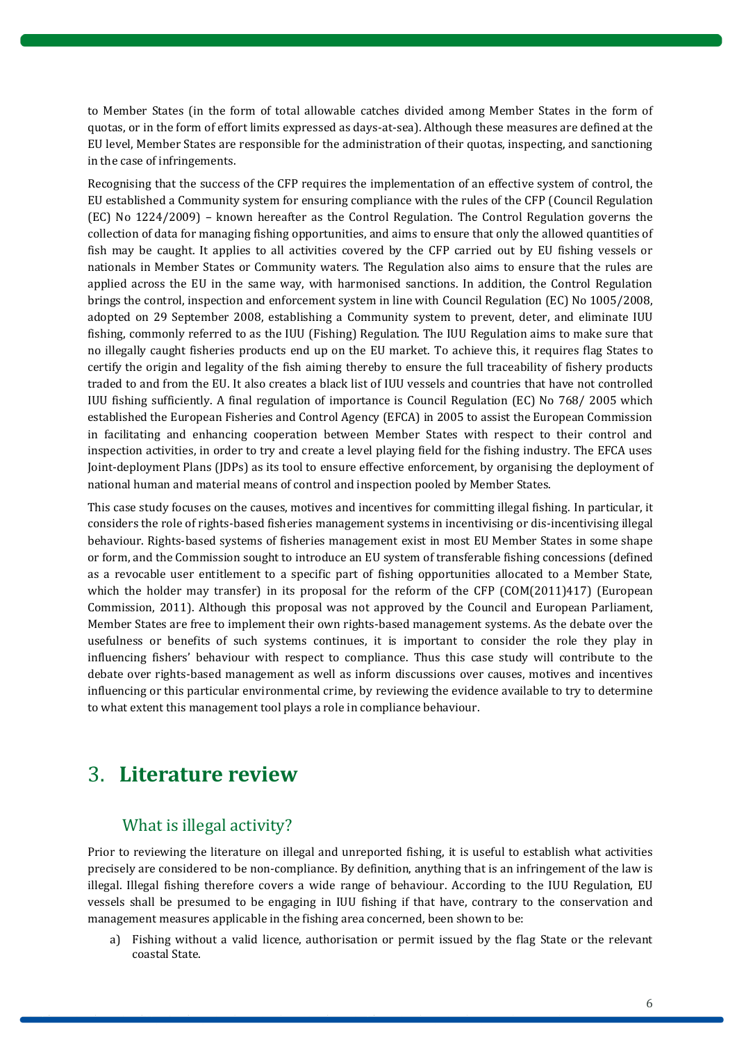to Member States (in the form of total allowable catches divided among Member States in the form of quotas, or in the form of effort limits expressed as days-at-sea). Although these measures are defined at the EU level, Member States are responsible for the administration of their quotas, inspecting, and sanctioning in the case of infringements.

Recognising that the success of the CFP requires the implementation of an effective system of control, the EU established a Community system for ensuring compliance with the rules of the CFP (Council Regulation (EC) No 1224/2009) – known hereafter as the Control Regulation. The Control Regulation governs the collection of data for managing fishing opportunities, and aims to ensure that only the allowed quantities of fish may be caught. It applies to all activities covered by the CFP carried out by EU fishing vessels or nationals in Member States or Community waters. The Regulation also aims to ensure that the rules are applied across the EU in the same way, with harmonised sanctions. In addition, the Control Regulation brings the control, inspection and enforcement system in line with Council Regulation (EC) No 1005/2008, adopted on 29 September 2008, establishing a Community system to prevent, deter, and eliminate IUU fishing, commonly referred to as the IUU (Fishing) Regulation. The IUU Regulation aims to make sure that no illegally caught fisheries products end up on the EU market. To achieve this, it requires flag States to certify the origin and legality of the fish aiming thereby to ensure the full traceability of fishery products traded to and from the EU. It also creates a black list of IUU vessels and countries that have not controlled IUU fishing sufficiently. A final regulation of importance is Council Regulation (EC) No 768/ 2005 which established the European Fisheries and Control Agency (EFCA) in 2005 to assist the European Commission in facilitating and enhancing cooperation between Member States with respect to their control and inspection activities, in order to try and create a level playing field for the fishing industry. The EFCA uses Joint-deployment Plans (JDPs) as its tool to ensure effective enforcement, by organising the deployment of national human and material means of control and inspection pooled by Member States.

This case study focuses on the causes, motives and incentives for committing illegal fishing. In particular, it considers the role of rights-based fisheries management systems in incentivising or dis-incentivising illegal behaviour. Rights-based systems of fisheries management exist in most EU Member States in some shape or form, and the Commission sought to introduce an EU system of transferable fishing concessions (defined as a revocable user entitlement to a specific part of fishing opportunities allocated to a Member State, which the holder may transfer) in its proposal for the reform of the CFP (COM(2011)417) (European Commission, 2011). Although this proposal was not approved by the Council and European Parliament, Member States are free to implement their own rights-based management systems. As the debate over the usefulness or benefits of such systems continues, it is important to consider the role they play in influencing fishers' behaviour with respect to compliance. Thus this case study will contribute to the debate over rights-based management as well as inform discussions over causes, motives and incentives influencing or this particular environmental crime, by reviewing the evidence available to try to determine to what extent this management tool plays a role in compliance behaviour.

# 3. Literature review

## What is illegal activity?

Prior to reviewing the literature on illegal and unreported fishing, it is useful to establish what activities precisely are considered to be non-compliance. By definition, anything that is an infringement of the law is illegal. Illegal fishing therefore covers a wide range of behaviour. According to the IUU Regulation, EU vessels shall be presumed to be engaging in IUU fishing if that have, contrary to the conservation and management measures applicable in the fishing area concerned, been shown to be:

a) Fishing without a valid licence, authorisation or permit issued by the flag State or the relevant coastal State.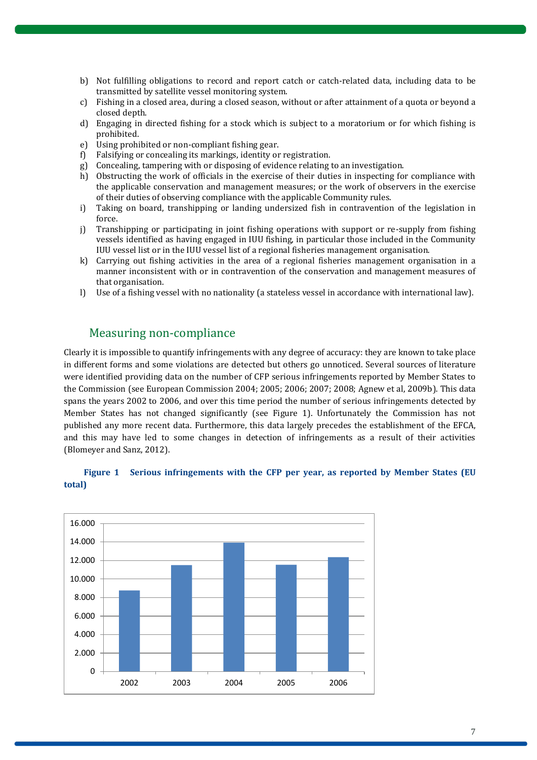b) Not fulfilling obligations to record and report catch or catch-related data, including data to be transmitted by satellite vessel monitoring system.
c) Fishing in a closed area, during a closed season, without or after attainment of a quota or beyond a closed depth.
d) Engaging in directed fishing for a stock which is subject to a moratorium or for which fishing is prohibited.
e) Using prohibited or non-compliant fishing gear.
f) Falsifying or concealing its markings, identity or registration.
g) Concealing, tampering with or disposing of evidence relating to an investigation.
h) Obstructing the work of officials in the exercise of their duties in inspecting for compliance with the applicable conservation and management measures; or the work of observers in the exercise of their duties of observing compliance with the applicable Community rules.
i) Taking on board, transhipping or landing undersized fish in contravention of the legislation in force.
j) Transhipping or participating in joint fishing operations with support or re-supply from fishing vessels identified as having engaged in IUU fishing, in particular those included in the Community IUU vessel list or in the IUU vessel list of a regional fisheries management organisation.
k) Carrying out fishing activities in the area of a regional fisheries management organisation in a manner inconsistent with or in contravention of the conservation and management measures of that organisation.
l) Use of a fishing vessel with no nationality (a stateless vessel in accordance with international law).

## Measuring non-compliance

Clearly it is impossible to quantify infringements with any degree of accuracy: they are known to take place in different forms and some violations are detected but others go unnoticed. Several sources of literature were identified providing data on the number of CFP serious infringements reported by Member States to the Commission (see European Commission 2004; 2005; 2006; 2007; 2008; Agnew et al, 2009b). This data spans the years 2002 to 2006, and over this time period the number of serious infringements detected by Member States has not changed significantly (see Figure 1). Unfortunately the Commission has not published any more recent data. Furthermore, this data largely precedes the establishment of the EFCA, and this may have led to some changes in detection of infringements as a result of their activities (Blomeyer and Sanz, 2012).

**Figure 1 Serious infringements with the CFP per year, as reported by Member States (EU total)**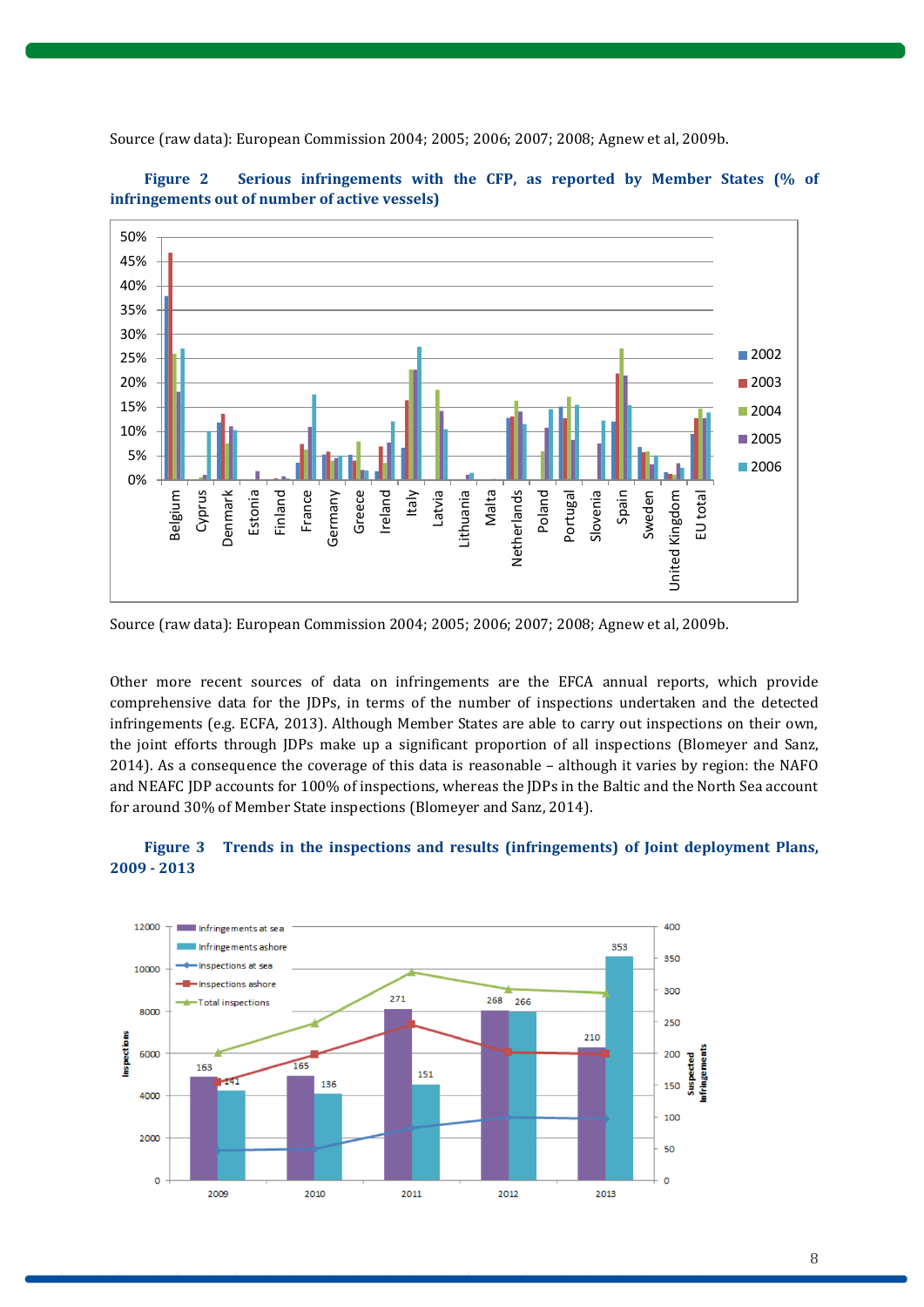Source (raw data): European Commission 2004; 2005; 2006; 2007; 2008; Agnew et al, 2009b.

**Figure 2 Serious infringements with the CFP, as reported by Member States (% of infringements out of number of active vessels)**

Source (raw data): European Commission 2004; 2005; 2006; 2007; 2008; Agnew et al, 2009b.

Other more recent sources of data on infringements are the EFCA annual reports, which provide comprehensive data for the JDPs, in terms of the number of inspections undertaken and the detected infringements (e.g. ECFA, 2013). Although Member States are able to carry out inspections on their own, the joint efforts through JDPs make up a significant proportion of all inspections (Blomeyer and Sanz, 2014). As a consequence the coverage of this data is reasonable – although it varies by region: the NAFO and NEAFC JDP accounts for 100% of inspections, whereas the JDPs in the Baltic and the North Sea account for around 30% of Member State inspections (Blomeyer and Sanz, 2014).

**Figure 3 Trends in the inspections and results (infringements) of Joint deployment Plans, 2009 - 2013**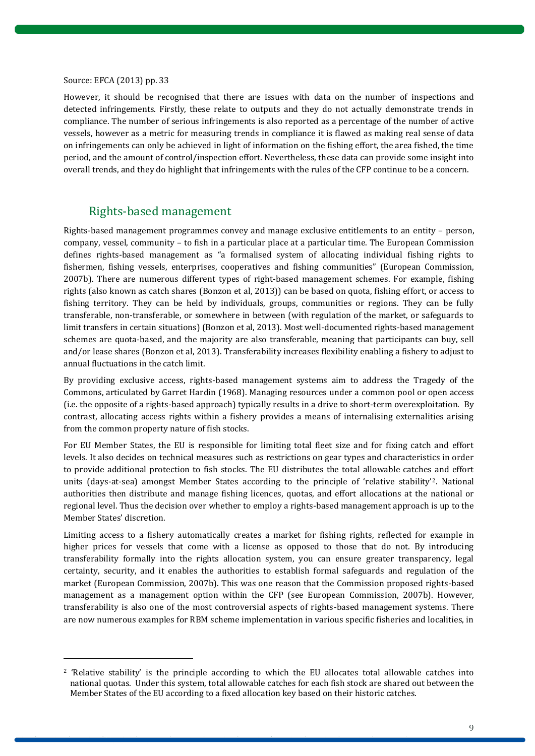Source: EFCA (2013) pp. 33

However, it should be recognised that there are issues with data on the number of inspections and detected infringements. Firstly, these relate to outputs and they do not actually demonstrate trends in compliance. The number of serious infringements is also reported as a percentage of the number of active vessels, however as a metric for measuring trends in compliance it is flawed as making real sense of data on infringements can only be achieved in light of information on the fishing effort, the area fished, the time period, and the amount of control/inspection effort. Nevertheless, these data can provide some insight into overall trends, and they do highlight that infringements with the rules of the CFP continue to be a concern.

## Rights-based management

Rights-based management programmes convey and manage exclusive entitlements to an entity – person, company, vessel, community – to fish in a particular place at a particular time. The European Commission defines rights-based management as "a formalised system of allocating individual fishing rights to fishermen, fishing vessels, enterprises, cooperatives and fishing communities" (European Commission, 2007b). There are numerous different types of right-based management schemes. For example, fishing rights (also known as catch shares (Bonzon et al, 2013)) can be based on quota, fishing effort, or access to fishing territory. They can be held by individuals, groups, communities or regions. They can be fully transferable, non-transferable, or somewhere in between (with regulation of the market, or safeguards to limit transfers in certain situations) (Bonzon et al, 2013). Most well-documented rights-based management schemes are quota-based, and the majority are also transferable, meaning that participants can buy, sell and/or lease shares (Bonzon et al, 2013). Transferability increases flexibility enabling a fishery to adjust to annual fluctuations in the catch limit.

By providing exclusive access, rights-based management systems aim to address the Tragedy of the Commons, articulated by Garret Hardin (1968). Managing resources under a common pool or open access (i.e. the opposite of a rights-based approach) typically results in a drive to short-term overexploitation. By contrast, allocating access rights within a fishery provides a means of internalising externalities arising from the common property nature of fish stocks.

For EU Member States, the EU is responsible for limiting total fleet size and for fixing catch and effort levels. It also decides on technical measures such as restrictions on gear types and characteristics in order to provide additional protection to fish stocks. The EU distributes the total allowable catches and effort units (days-at-sea) amongst Member States according to the principle of 'relative stability'[2]. National authorities then distribute and manage fishing licences, quotas, and effort allocations at the national or regional level. Thus the decision over whether to employ a rights-based management approach is up to the Member States' discretion.

Limiting access to a fishery automatically creates a market for fishing rights, reflected for example in higher prices for vessels that come with a license as opposed to those that do not. By introducing transferability formally into the rights allocation system, you can ensure greater transparency, legal certainty, security, and it enables the authorities to establish formal safeguards and regulation of the market (European Commission, 2007b). This was one reason that the Commission proposed rights-based management as a management option within the CFP (see European Commission, 2007b). However, transferability is also one of the most controversial aspects of rights-based management systems. There are now numerous examples for RBM scheme implementation in various specific fisheries and localities, in

---

[2] 'Relative stability' is the principle according to which the EU allocates total allowable catches into national quotas. Under this system, total allowable catches for each fish stock are shared out between the Member States of the EU according to a fixed allocation key based on their historic catches.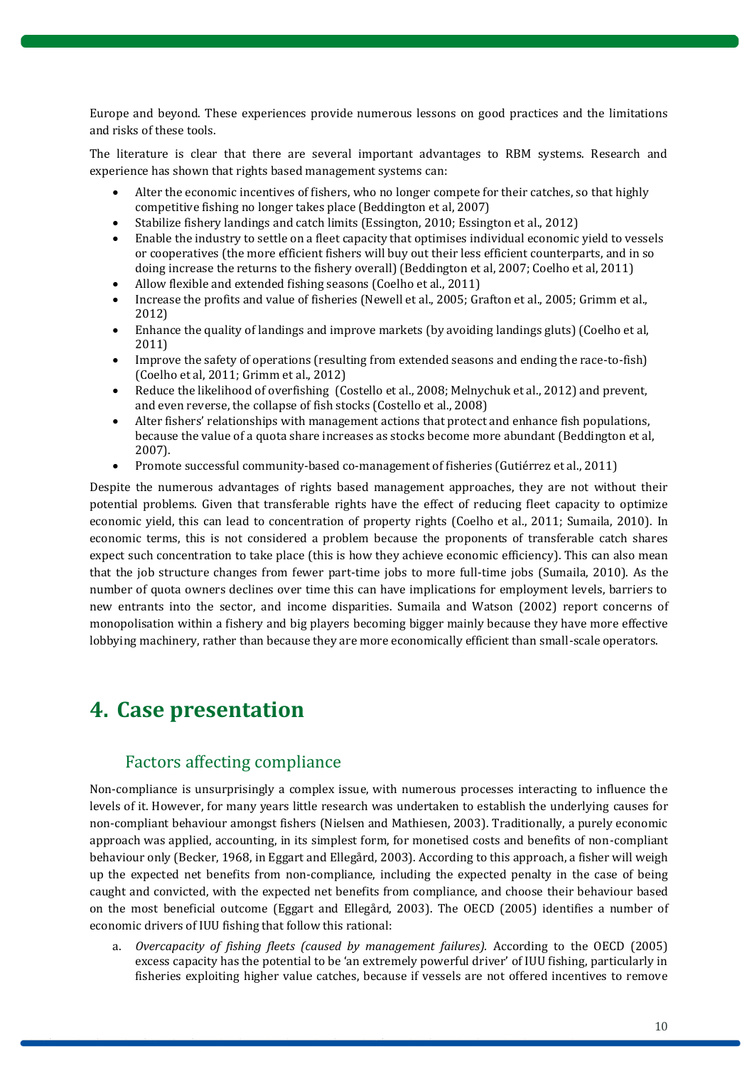Europe and beyond. These experiences provide numerous lessons on good practices and the limitations and risks of these tools.

The literature is clear that there are several important advantages to RBM systems. Research and experience has shown that rights based management systems can:

- Alter the economic incentives of fishers, who no longer compete for their catches, so that highly competitive fishing no longer takes place (Beddington et al, 2007)
- Stabilize fishery landings and catch limits (Essington, 2010; Essington et al., 2012)
- Enable the industry to settle on a fleet capacity that optimises individual economic yield to vessels or cooperatives (the more efficient fishers will buy out their less efficient counterparts, and in so doing increase the returns to the fishery overall) (Beddington et al, 2007; Coelho et al, 2011)
- Allow flexible and extended fishing seasons (Coelho et al., 2011)
- Increase the profits and value of fisheries (Newell et al., 2005; Grafton et al., 2005; Grimm et al., 2012)
- Enhance the quality of landings and improve markets (by avoiding landings gluts) (Coelho et al, 2011)
- Improve the safety of operations (resulting from extended seasons and ending the race-to-fish) (Coelho et al, 2011; Grimm et al., 2012)
- Reduce the likelihood of overfishing (Costello et al., 2008; Melnychuk et al., 2012) and prevent, and even reverse, the collapse of fish stocks (Costello et al., 2008)
- Alter fishers' relationships with management actions that protect and enhance fish populations, because the value of a quota share increases as stocks become more abundant (Beddington et al, 2007).
- Promote successful community-based co-management of fisheries (Gutiérrez et al., 2011)

Despite the numerous advantages of rights based management approaches, they are not without their potential problems. Given that transferable rights have the effect of reducing fleet capacity to optimize economic yield, this can lead to concentration of property rights (Coelho et al., 2011; Sumaila, 2010). In economic terms, this is not considered a problem because the proponents of transferable catch shares expect such concentration to take place (this is how they achieve economic efficiency). This can also mean that the job structure changes from fewer part-time jobs to more full-time jobs (Sumaila, 2010). As the number of quota owners declines over time this can have implications for employment levels, barriers to new entrants into the sector, and income disparities. Sumaila and Watson (2002) report concerns of monopolisation within a fishery and big players becoming bigger mainly because they have more effective lobbying machinery, rather than because they are more economically efficient than small-scale operators.

# 4. Case presentation

## Factors affecting compliance

Non-compliance is unsurprisingly a complex issue, with numerous processes interacting to influence the levels of it. However, for many years little research was undertaken to establish the underlying causes for non-compliant behaviour amongst fishers (Nielsen and Mathiesen, 2003). Traditionally, a purely economic approach was applied, accounting, in its simplest form, for monetised costs and benefits of non-compliant behaviour only (Becker, 1968, in Eggart and Ellegård, 2003). According to this approach, a fisher will weigh up the expected net benefits from non-compliance, including the expected penalty in the case of being caught and convicted, with the expected net benefits from compliance, and choose their behaviour based on the most beneficial outcome (Eggart and Ellegård, 2003). The OECD (2005) identifies a number of economic drivers of IUU fishing that follow this rational:

a. *Overcapacity of fishing fleets (caused by management failures).* According to the OECD (2005) excess capacity has the potential to be 'an extremely powerful driver' of IUU fishing, particularly in fisheries exploiting higher value catches, because if vessels are not offered incentives to remove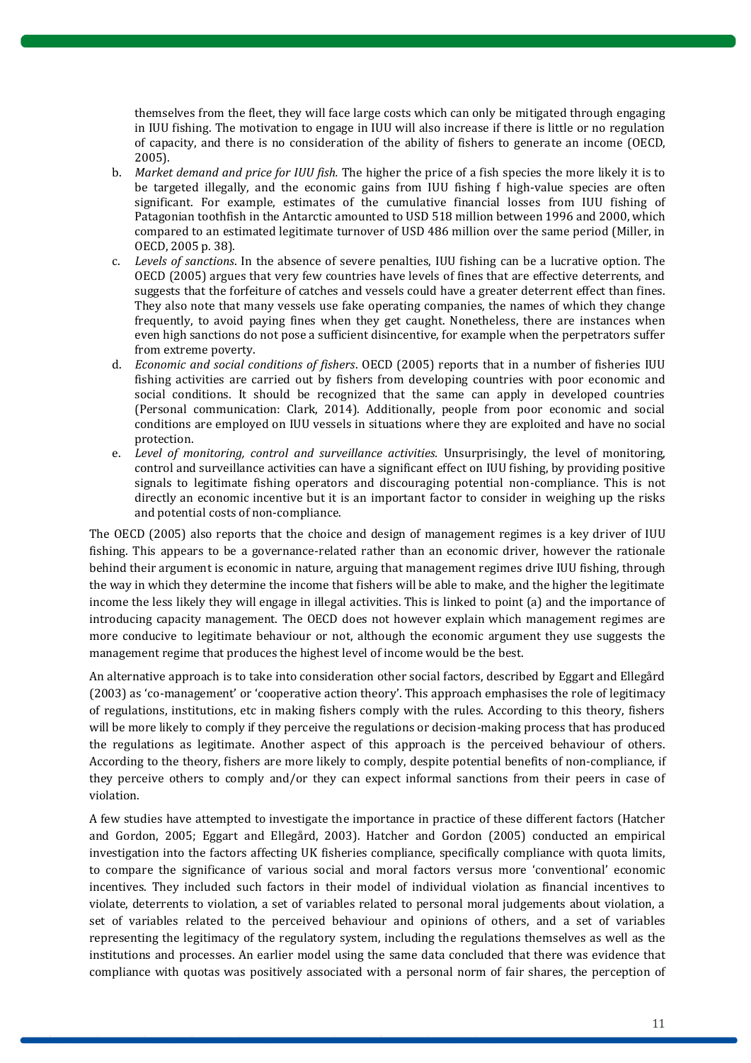themselves from the fleet, they will face large costs which can only be mitigated through engaging in IUU fishing. The motivation to engage in IUU will also increase if there is little or no regulation of capacity, and there is no consideration of the ability of fishers to generate an income (OECD, 2005).

b. *Market demand and price for IUU fish.* The higher the price of a fish species the more likely it is to be targeted illegally, and the economic gains from IUU fishing f high-value species are often significant. For example, estimates of the cumulative financial losses from IUU fishing of Patagonian toothfish in the Antarctic amounted to USD 518 million between 1996 and 2000, which compared to an estimated legitimate turnover of USD 486 million over the same period (Miller, in OECD, 2005 p. 38).
c. *Levels of sanctions*. In the absence of severe penalties, IUU fishing can be a lucrative option. The OECD (2005) argues that very few countries have levels of fines that are effective deterrents, and suggests that the forfeiture of catches and vessels could have a greater deterrent effect than fines. They also note that many vessels use fake operating companies, the names of which they change frequently, to avoid paying fines when they get caught. Nonetheless, there are instances when even high sanctions do not pose a sufficient disincentive, for example when the perpetrators suffer from extreme poverty.
d. *Economic and social conditions of fishers*. OECD (2005) reports that in a number of fisheries IUU fishing activities are carried out by fishers from developing countries with poor economic and social conditions. It should be recognized that the same can apply in developed countries (Personal communication: Clark, 2014). Additionally, people from poor economic and social conditions are employed on IUU vessels in situations where they are exploited and have no social protection.
e. *Level of monitoring, control and surveillance activities.* Unsurprisingly, the level of monitoring, control and surveillance activities can have a significant effect on IUU fishing, by providing positive signals to legitimate fishing operators and discouraging potential non-compliance. This is not directly an economic incentive but it is an important factor to consider in weighing up the risks and potential costs of non-compliance.

The OECD (2005) also reports that the choice and design of management regimes is a key driver of IUU fishing. This appears to be a governance-related rather than an economic driver, however the rationale behind their argument is economic in nature, arguing that management regimes drive IUU fishing, through the way in which they determine the income that fishers will be able to make, and the higher the legitimate income the less likely they will engage in illegal activities. This is linked to point (a) and the importance of introducing capacity management. The OECD does not however explain which management regimes are more conducive to legitimate behaviour or not, although the economic argument they use suggests the management regime that produces the highest level of income would be the best.

An alternative approach is to take into consideration other social factors, described by Eggart and Ellegård (2003) as 'co-management' or 'cooperative action theory'. This approach emphasises the role of legitimacy of regulations, institutions, etc in making fishers comply with the rules. According to this theory, fishers will be more likely to comply if they perceive the regulations or decision-making process that has produced the regulations as legitimate. Another aspect of this approach is the perceived behaviour of others. According to the theory, fishers are more likely to comply, despite potential benefits of non-compliance, if they perceive others to comply and/or they can expect informal sanctions from their peers in case of violation.

A few studies have attempted to investigate the importance in practice of these different factors (Hatcher and Gordon, 2005; Eggart and Ellegård, 2003). Hatcher and Gordon (2005) conducted an empirical investigation into the factors affecting UK fisheries compliance, specifically compliance with quota limits, to compare the significance of various social and moral factors versus more 'conventional' economic incentives. They included such factors in their model of individual violation as financial incentives to violate, deterrents to violation, a set of variables related to personal moral judgements about violation, a set of variables related to the perceived behaviour and opinions of others, and a set of variables representing the legitimacy of the regulatory system, including the regulations themselves as well as the institutions and processes. An earlier model using the same data concluded that there was evidence that compliance with quotas was positively associated with a personal norm of fair shares, the perception of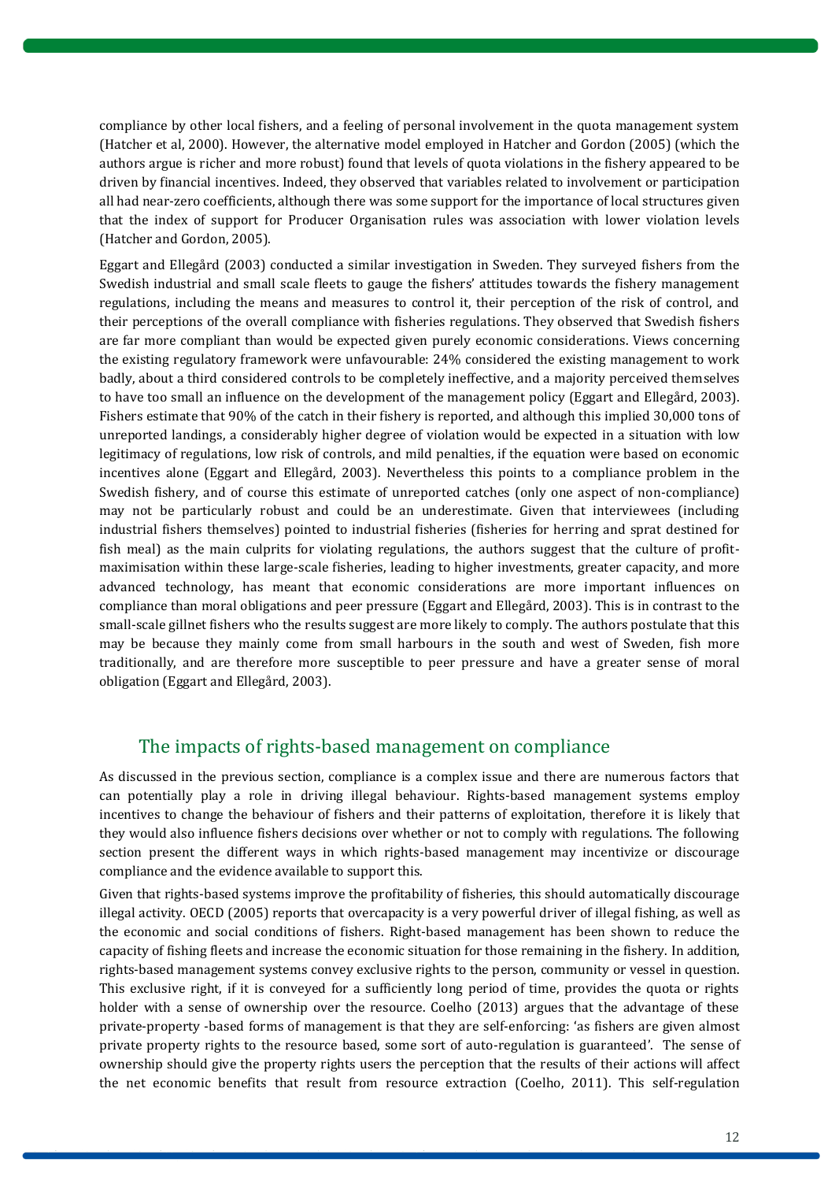compliance by other local fishers, and a feeling of personal involvement in the quota management system (Hatcher et al, 2000). However, the alternative model employed in Hatcher and Gordon (2005) (which the authors argue is richer and more robust) found that levels of quota violations in the fishery appeared to be driven by financial incentives. Indeed, they observed that variables related to involvement or participation all had near-zero coefficients, although there was some support for the importance of local structures given that the index of support for Producer Organisation rules was association with lower violation levels (Hatcher and Gordon, 2005).

Eggart and Ellegård (2003) conducted a similar investigation in Sweden. They surveyed fishers from the Swedish industrial and small scale fleets to gauge the fishers' attitudes towards the fishery management regulations, including the means and measures to control it, their perception of the risk of control, and their perceptions of the overall compliance with fisheries regulations. They observed that Swedish fishers are far more compliant than would be expected given purely economic considerations. Views concerning the existing regulatory framework were unfavourable: 24% considered the existing management to work badly, about a third considered controls to be completely ineffective, and a majority perceived themselves to have too small an influence on the development of the management policy (Eggart and Ellegård, 2003). Fishers estimate that 90% of the catch in their fishery is reported, and although this implied 30,000 tons of unreported landings, a considerably higher degree of violation would be expected in a situation with low legitimacy of regulations, low risk of controls, and mild penalties, if the equation were based on economic incentives alone (Eggart and Ellegård, 2003). Nevertheless this points to a compliance problem in the Swedish fishery, and of course this estimate of unreported catches (only one aspect of non-compliance) may not be particularly robust and could be an underestimate. Given that interviewees (including industrial fishers themselves) pointed to industrial fisheries (fisheries for herring and sprat destined for fish meal) as the main culprits for violating regulations, the authors suggest that the culture of profit-maximisation within these large-scale fisheries, leading to higher investments, greater capacity, and more advanced technology, has meant that economic considerations are more important influences on compliance than moral obligations and peer pressure (Eggart and Ellegård, 2003). This is in contrast to the small-scale gillnet fishers who the results suggest are more likely to comply. The authors postulate that this may be because they mainly come from small harbours in the south and west of Sweden, fish more traditionally, and are therefore more susceptible to peer pressure and have a greater sense of moral obligation (Eggart and Ellegård, 2003).

## The impacts of rights-based management on compliance

As discussed in the previous section, compliance is a complex issue and there are numerous factors that can potentially play a role in driving illegal behaviour. Rights-based management systems employ incentives to change the behaviour of fishers and their patterns of exploitation, therefore it is likely that they would also influence fishers decisions over whether or not to comply with regulations. The following section present the different ways in which rights-based management may incentivize or discourage compliance and the evidence available to support this.

Given that rights-based systems improve the profitability of fisheries, this should automatically discourage illegal activity. OECD (2005) reports that overcapacity is a very powerful driver of illegal fishing, as well as the economic and social conditions of fishers. Right-based management has been shown to reduce the capacity of fishing fleets and increase the economic situation for those remaining in the fishery. In addition, rights-based management systems convey exclusive rights to the person, community or vessel in question. This exclusive right, if it is conveyed for a sufficiently long period of time, provides the quota or rights holder with a sense of ownership over the resource. Coelho (2013) argues that the advantage of these private-property -based forms of management is that they are self-enforcing: 'as fishers are given almost private property rights to the resource based, some sort of auto-regulation is guaranteed'. The sense of ownership should give the property rights users the perception that the results of their actions will affect the net economic benefits that result from resource extraction (Coelho, 2011). This self-regulation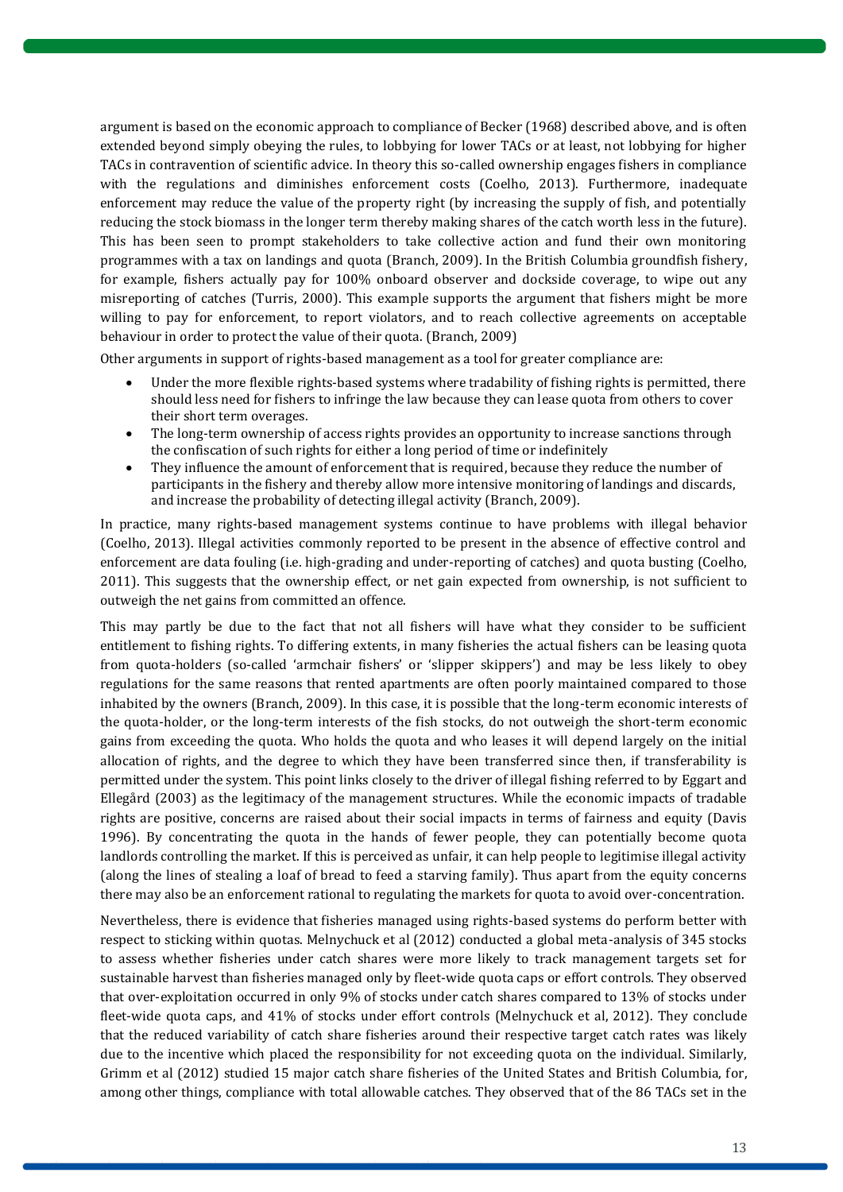argument is based on the economic approach to compliance of Becker (1968) described above, and is often extended beyond simply obeying the rules, to lobbying for lower TACs or at least, not lobbying for higher TACs in contravention of scientific advice. In theory this so-called ownership engages fishers in compliance with the regulations and diminishes enforcement costs (Coelho, 2013). Furthermore, inadequate enforcement may reduce the value of the property right (by increasing the supply of fish, and potentially reducing the stock biomass in the longer term thereby making shares of the catch worth less in the future). This has been seen to prompt stakeholders to take collective action and fund their own monitoring programmes with a tax on landings and quota (Branch, 2009). In the British Columbia groundfish fishery, for example, fishers actually pay for 100% onboard observer and dockside coverage, to wipe out any misreporting of catches (Turris, 2000). This example supports the argument that fishers might be more willing to pay for enforcement, to report violators, and to reach collective agreements on acceptable behaviour in order to protect the value of their quota. (Branch, 2009)

Other arguments in support of rights-based management as a tool for greater compliance are:

- Under the more flexible rights-based systems where tradability of fishing rights is permitted, there should less need for fishers to infringe the law because they can lease quota from others to cover their short term overages.
- The long-term ownership of access rights provides an opportunity to increase sanctions through the confiscation of such rights for either a long period of time or indefinitely
- They influence the amount of enforcement that is required, because they reduce the number of participants in the fishery and thereby allow more intensive monitoring of landings and discards, and increase the probability of detecting illegal activity (Branch, 2009).

In practice, many rights-based management systems continue to have problems with illegal behavior (Coelho, 2013). Illegal activities commonly reported to be present in the absence of effective control and enforcement are data fouling (i.e. high-grading and under-reporting of catches) and quota busting (Coelho, 2011). This suggests that the ownership effect, or net gain expected from ownership, is not sufficient to outweigh the net gains from committed an offence.

This may partly be due to the fact that not all fishers will have what they consider to be sufficient entitlement to fishing rights. To differing extents, in many fisheries the actual fishers can be leasing quota from quota-holders (so-called 'armchair fishers' or 'slipper skippers') and may be less likely to obey regulations for the same reasons that rented apartments are often poorly maintained compared to those inhabited by the owners (Branch, 2009). In this case, it is possible that the long-term economic interests of the quota-holder, or the long-term interests of the fish stocks, do not outweigh the short-term economic gains from exceeding the quota. Who holds the quota and who leases it will depend largely on the initial allocation of rights, and the degree to which they have been transferred since then, if transferability is permitted under the system. This point links closely to the driver of illegal fishing referred to by Eggart and Ellegård (2003) as the legitimacy of the management structures. While the economic impacts of tradable rights are positive, concerns are raised about their social impacts in terms of fairness and equity (Davis 1996). By concentrating the quota in the hands of fewer people, they can potentially become quota landlords controlling the market. If this is perceived as unfair, it can help people to legitimise illegal activity (along the lines of stealing a loaf of bread to feed a starving family). Thus apart from the equity concerns there may also be an enforcement rational to regulating the markets for quota to avoid over-concentration.

Nevertheless, there is evidence that fisheries managed using rights-based systems do perform better with respect to sticking within quotas. Melnychuck et al (2012) conducted a global meta-analysis of 345 stocks to assess whether fisheries under catch shares were more likely to track management targets set for sustainable harvest than fisheries managed only by fleet-wide quota caps or effort controls. They observed that over-exploitation occurred in only 9% of stocks under catch shares compared to 13% of stocks under fleet-wide quota caps, and 41% of stocks under effort controls (Melnychuck et al, 2012). They conclude that the reduced variability of catch share fisheries around their respective target catch rates was likely due to the incentive which placed the responsibility for not exceeding quota on the individual. Similarly, Grimm et al (2012) studied 15 major catch share fisheries of the United States and British Columbia, for, among other things, compliance with total allowable catches. They observed that of the 86 TACs set in the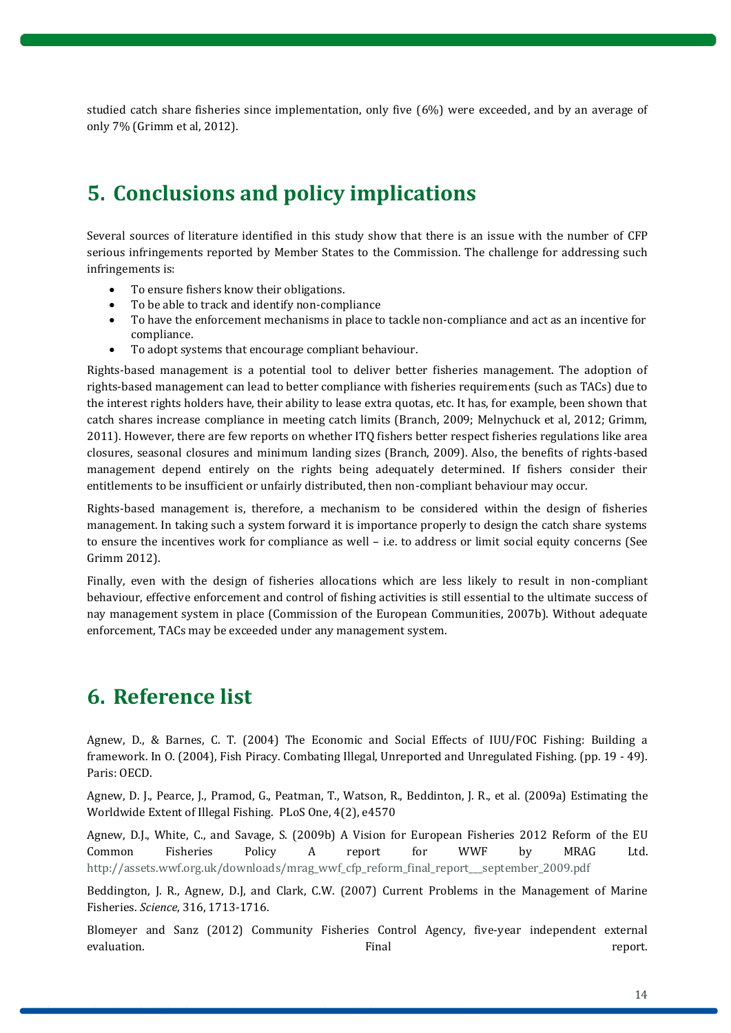studied catch share fisheries since implementation, only five (6%) were exceeded, and by an average of only 7% (Grimm et al, 2012).

# 5. Conclusions and policy implications

Several sources of literature identified in this study show that there is an issue with the number of CFP serious infringements reported by Member States to the Commission. The challenge for addressing such infringements is:

- To ensure fishers know their obligations.
- To be able to track and identify non-compliance
- To have the enforcement mechanisms in place to tackle non-compliance and act as an incentive for compliance.
- To adopt systems that encourage compliant behaviour.

Rights-based management is a potential tool to deliver better fisheries management. The adoption of rights-based management can lead to better compliance with fisheries requirements (such as TACs) due to the interest rights holders have, their ability to lease extra quotas, etc. It has, for example, been shown that catch shares increase compliance in meeting catch limits (Branch, 2009; Melnychuck et al, 2012; Grimm, 2011). However, there are few reports on whether ITQ fishers better respect fisheries regulations like area closures, seasonal closures and minimum landing sizes (Branch, 2009). Also, the benefits of rights-based management depend entirely on the rights being adequately determined. If fishers consider their entitlements to be insufficient or unfairly distributed, then non-compliant behaviour may occur.

Rights-based management is, therefore, a mechanism to be considered within the design of fisheries management. In taking such a system forward it is importance properly to design the catch share systems to ensure the incentives work for compliance as well – i.e. to address or limit social equity concerns (See Grimm 2012).

Finally, even with the design of fisheries allocations which are less likely to result in non-compliant behaviour, effective enforcement and control of fishing activities is still essential to the ultimate success of nay management system in place (Commission of the European Communities, 2007b). Without adequate enforcement, TACs may be exceeded under any management system.

# 6. Reference list

Agnew, D., & Barnes, C. T. (2004) The Economic and Social Effects of IUU/FOC Fishing: Building a framework. In O. (2004), Fish Piracy. Combating Illegal, Unreported and Unregulated Fishing. (pp. 19 - 49). Paris: OECD.

Agnew, D. J., Pearce, J., Pramod, G., Peatman, T., Watson, R., Beddinton, J. R., et al. (2009a) Estimating the Worldwide Extent of Illegal Fishing. PLoS One, 4(2), e4570

Agnew, D.J., White, C., and Savage, S. (2009b) A Vision for European Fisheries 2012 Reform of the EU Common Fisheries Policy A report for WWF by MRAG Ltd. http://assets.wwf.org.uk/downloads/mrag_wwf_cfp_reform_final_report___september_2009.pdf

Beddington, J. R., Agnew, D.J, and Clark, C.W. (2007) Current Problems in the Management of Marine Fisheries. *Science*, 316, 1713-1716.

Blomeyer and Sanz (2012) Community Fisheries Control Agency, five-year independent external evaluation. Final report.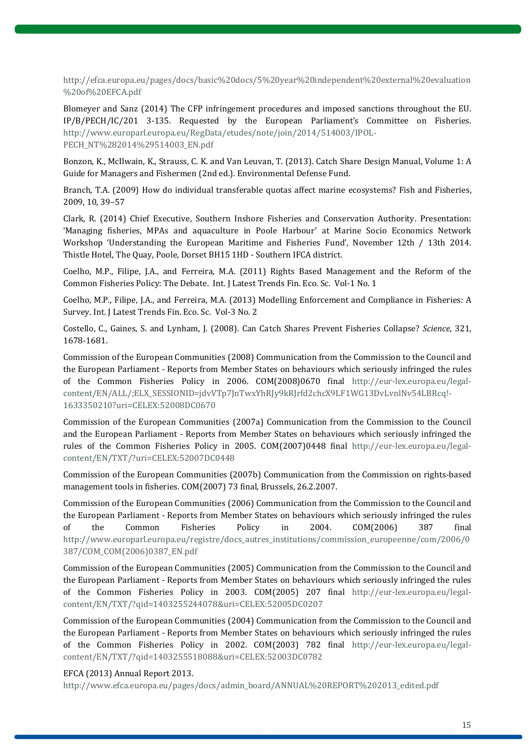http://efca.europa.eu/pages/docs/basic%20docs/5%20year%20independent%20external%20evaluation%20of%20EFCA.pdf

Blomeyer and Sanz (2014) The CFP infringement procedures and imposed sanctions throughout the EU. IP/B/PECH/IC/201 3-135. Requested by the European Parliament's Committee on Fisheries. http://www.europarl.europa.eu/RegData/etudes/note/join/2014/514003/IPOL-PECH_NT%282014%29514003_EN.pdf

Bonzon, K., McIlwain, K., Strauss, C. K. and Van Leuvan, T. (2013). Catch Share Design Manual, Volume 1: A Guide for Managers and Fishermen (2nd ed.). Environmental Defense Fund.

Branch, T.A. (2009) How do individual transferable quotas affect marine ecosystems? Fish and Fisheries, 2009, 10, 39–57

Clark, R. (2014) Chief Executive, Southern Inshore Fisheries and Conservation Authority. Presentation: 'Managing fisheries, MPAs and aquaculture in Poole Harbour' at Marine Socio Economics Network Workshop 'Understanding the European Maritime and Fisheries Fund', November 12th / 13th 2014. Thistle Hotel, The Quay, Poole, Dorset BH15 1HD - Southern IFCA district.

Coelho, M.P., Filipe, J.A., and Ferreira, M.A. (2011) Rights Based Management and the Reform of the Common Fisheries Policy: The Debate. Int. J Latest Trends Fin. Eco. Sc. Vol-1 No. 1

Coelho, M.P., Filipe, J.A., and Ferreira, M.A. (2013) Modelling Enforcement and Compliance in Fisheries: A Survey. Int. J Latest Trends Fin. Eco. Sc. Vol-3 No. 2

Costello, C., Gaines, S. and Lynham, J. (2008). Can Catch Shares Prevent Fisheries Collapse? *Science*, 321, 1678-1681.

Commission of the European Communities (2008) Communication from the Commission to the Council and the European Parliament - Reports from Member States on behaviours which seriously infringed the rules of the Common Fisheries Policy in 2006. COM(2008)0670 final http://eur-lex.europa.eu/legal-content/EN/ALL/;ELX_SESSIONID=jdvVTp7JnTwxYhRJy9kRJrfd2chcX9LF1WG13DvLvnlNv54LBRcq!-1633350210?uri=CELEX:52008DC0670

Commission of the European Communities (2007a) Communication from the Commission to the Council and the European Parliament - Reports from Member States on behaviours which seriously infringed the rules of the Common Fisheries Policy in 2005. COM(2007)0448 final http://eur-lex.europa.eu/legal-content/EN/TXT/?uri=CELEX:52007DC0448

Commission of the European Communities (2007b) Communication from the Commission on rights-based management tools in fisheries. COM(2007) 73 final, Brussels, 26.2.2007.

Commission of the European Communities (2006) Communication from the Commission to the Council and the European Parliament - Reports from Member States on behaviours which seriously infringed the rules of the Common Fisheries Policy in 2004. COM(2006) 387 final http://www.europarl.europa.eu/registre/docs_autres_institutions/commission_europeenne/com/2006/0387/COM_COM(2006)0387_EN.pdf

Commission of the European Communities (2005) Communication from the Commission to the Council and the European Parliament - Reports from Member States on behaviours which seriously infringed the rules of the Common Fisheries Policy in 2003. COM(2005) 207 final http://eur-lex.europa.eu/legal-content/EN/TXT/?qid=1403255244078&uri=CELEX:52005DC0207

Commission of the European Communities (2004) Communication from the Commission to the Council and the European Parliament - Reports from Member States on behaviours which seriously infringed the rules of the Common Fisheries Policy in 2002. COM(2003) 782 final http://eur-lex.europa.eu/legal-content/EN/TXT/?qid=1403255518088&uri=CELEX:52003DC0782

EFCA (2013) Annual Report 2013.
http://www.efca.europa.eu/pages/docs/admin_board/ANNUAL%20REPORT%202013_edited.pdf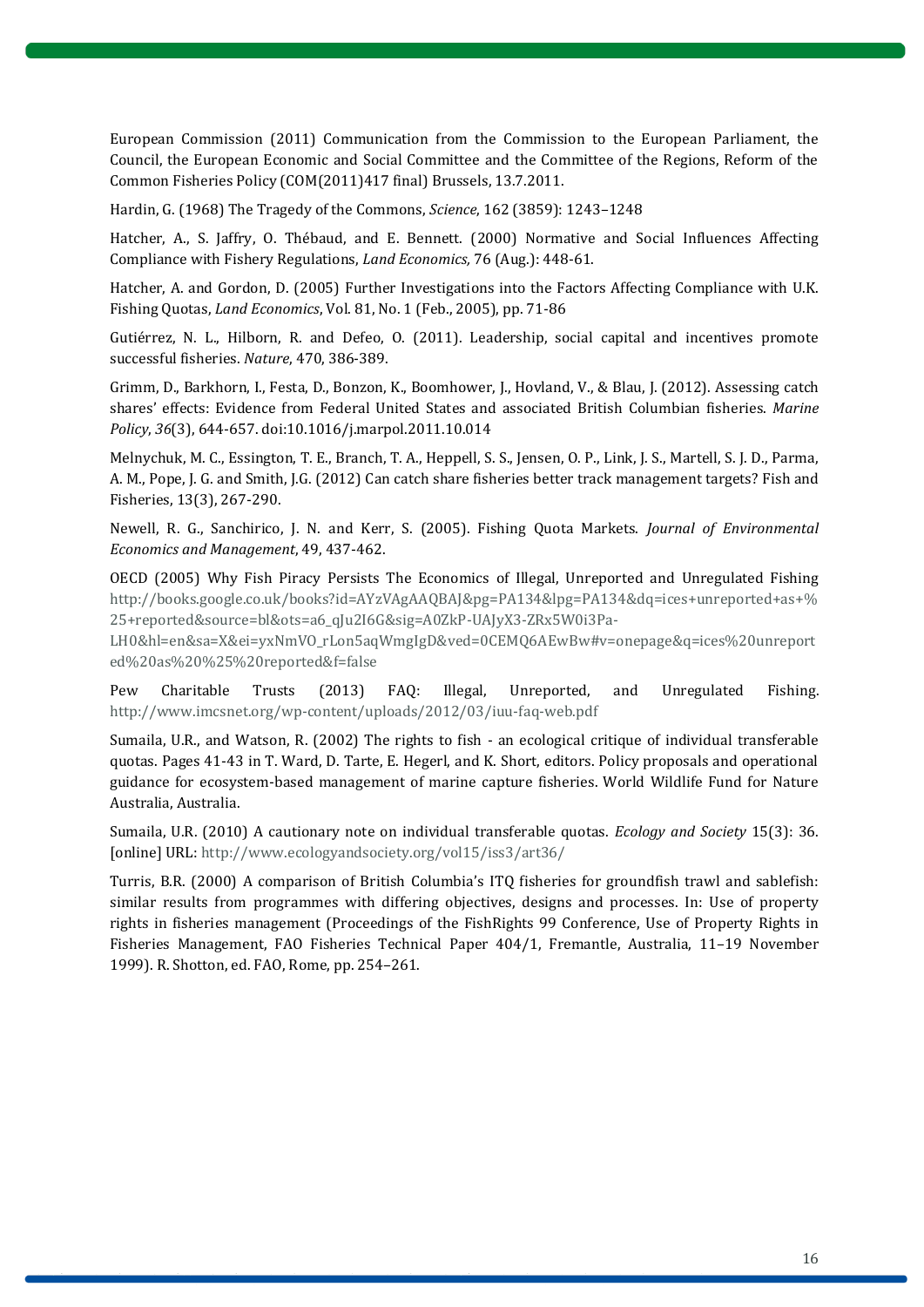European Commission (2011) Communication from the Commission to the European Parliament, the Council, the European Economic and Social Committee and the Committee of the Regions, Reform of the Common Fisheries Policy (COM(2011)417 final) Brussels, 13.7.2011.

Hardin, G. (1968) The Tragedy of the Commons, *Science*, 162 (3859): 1243–1248

Hatcher, A., S. Jaffry, O. Thébaud, and E. Bennett. (2000) Normative and Social Influences Affecting Compliance with Fishery Regulations, *Land Economics,* 76 (Aug.): 448-61.

Hatcher, A. and Gordon, D. (2005) Further Investigations into the Factors Affecting Compliance with U.K. Fishing Quotas, *Land Economics*, Vol. 81, No. 1 (Feb., 2005), pp. 71-86

Gutiérrez, N. L., Hilborn, R. and Defeo, O. (2011). Leadership, social capital and incentives promote successful fisheries. *Nature*, 470, 386-389.

Grimm, D., Barkhorn, I., Festa, D., Bonzon, K., Boomhower, J., Hovland, V., & Blau, J. (2012). Assessing catch shares' effects: Evidence from Federal United States and associated British Columbian fisheries. *Marine Policy*, *36*(3), 644-657. doi:10.1016/j.marpol.2011.10.014

Melnychuk, M. C., Essington, T. E., Branch, T. A., Heppell, S. S., Jensen, O. P., Link, J. S., Martell, S. J. D., Parma, A. M., Pope, J. G. and Smith, J.G. (2012) Can catch share fisheries better track management targets? Fish and Fisheries, 13(3), 267-290.

Newell, R. G., Sanchirico, J. N. and Kerr, S. (2005). Fishing Quota Markets. *Journal of Environmental Economics and Management*, 49, 437-462.

OECD (2005) Why Fish Piracy Persists The Economics of Illegal, Unreported and Unregulated Fishing http://books.google.co.uk/books?id=AYzVAgAAQBAJ&pg=PA134&lpg=PA134&dq=ices+unreported+as+%25+reported&source=bl&ots=a6_qJu2I6G&sig=A0ZkP-UAJyX3-ZRx5W0i3Pa-LH0&hl=en&sa=X&ei=yxNmVO_rLon5aqWmgIgD&ved=0CEMQ6AEwBw#v=onepage&q=ices%20unreported%20as%20%25%20reported&f=false

Pew Charitable Trusts (2013) FAQ: Illegal, Unreported, and Unregulated Fishing. http://www.imcsnet.org/wp-content/uploads/2012/03/iuu-faq-web.pdf

Sumaila, U.R., and Watson, R. (2002) The rights to fish - an ecological critique of individual transferable quotas. Pages 41-43 in T. Ward, D. Tarte, E. Hegerl, and K. Short, editors. Policy proposals and operational guidance for ecosystem-based management of marine capture fisheries. World Wildlife Fund for Nature Australia, Australia.

Sumaila, U.R. (2010) A cautionary note on individual transferable quotas. *Ecology and Society* 15(3): 36. [online] URL: http://www.ecologyandsociety.org/vol15/iss3/art36/

Turris, B.R. (2000) A comparison of British Columbia's ITQ fisheries for groundfish trawl and sablefish: similar results from programmes with differing objectives, designs and processes. In: Use of property rights in fisheries management (Proceedings of the FishRights 99 Conference, Use of Property Rights in Fisheries Management, FAO Fisheries Technical Paper 404/1, Fremantle, Australia, 11–19 November 1999). R. Shotton, ed. FAO, Rome, pp. 254–261.